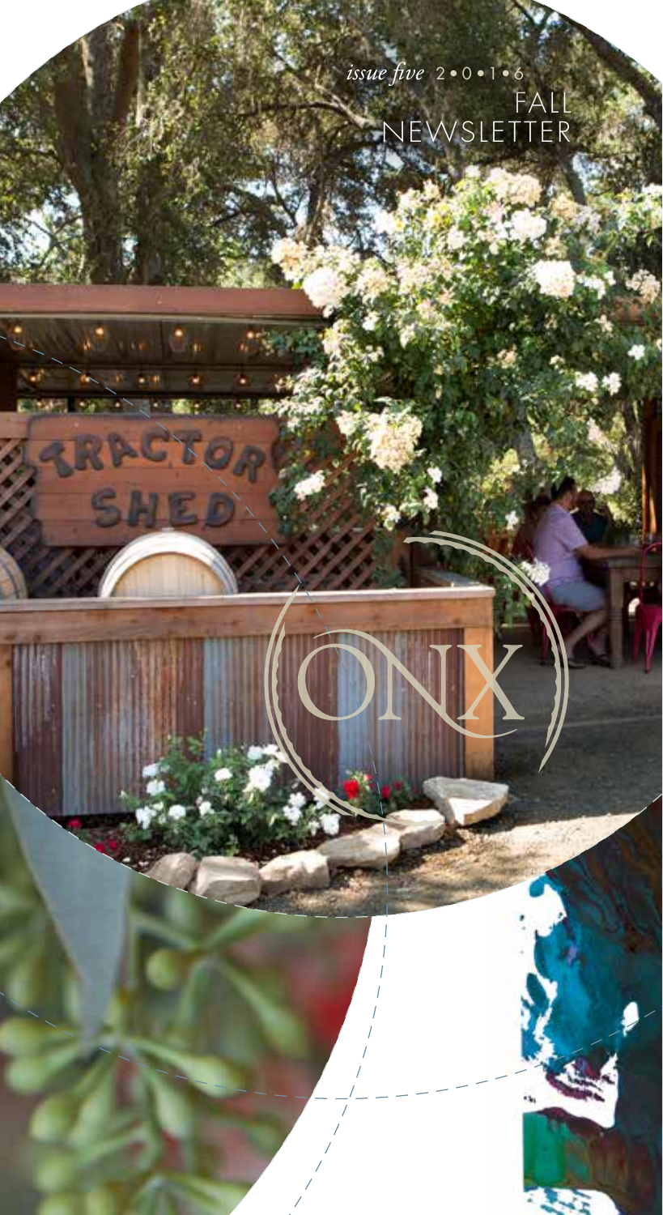*issue five* 2•0•1•6

FALL NEWSLETTER

ONX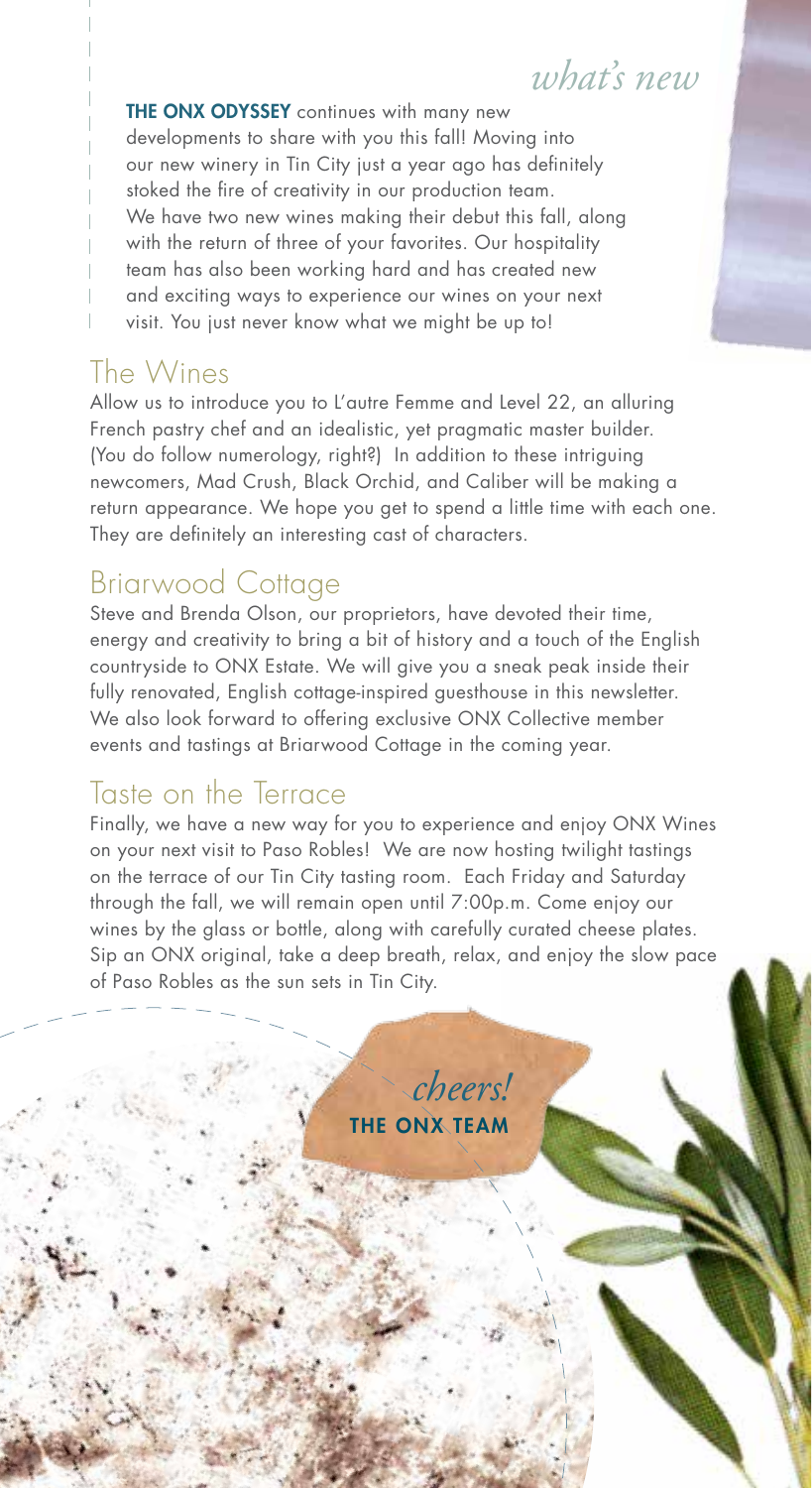# *what's new*

**THE ONX ODYSSEY** continues with many new developments to share with you this fall! Moving into our new winery in Tin City just a year ago has definitely stoked the fire of creativity in our production team. We have two new wines making their debut this fall, along with the return of three of your favorites. Our hospitality team has also been working hard and has created new and exciting ways to experience our wines on your next visit. You just never know what we might be up to!

## The Wines

Allow us to introduce you to L'autre Femme and Level 22, an alluring French pastry chef and an idealistic, yet pragmatic master builder. (You do follow numerology, right?) In addition to these intriguing newcomers, Mad Crush, Black Orchid, and Caliber will be making a return appearance. We hope you get to spend a little time with each one. They are definitely an interesting cast of characters.

## Briarwood Cottage

Steve and Brenda Olson, our proprietors, have devoted their time, energy and creativity to bring a bit of history and a touch of the English countryside to ONX Estate. We will give you a sneak peak inside their fully renovated, English cottage-inspired guesthouse in this newsletter. We also look forward to offering exclusive ONX Collective member events and tastings at Briarwood Cottage in the coming year.

## Taste on the Terrace

Finally, we have a new way for you to experience and enjoy ONX Wines on your next visit to Paso Robles! We are now hosting twilight tastings on the terrace of our Tin City tasting room. Each Friday and Saturday through the fall, we will remain open until 7:00p.m. Come enjoy our wines by the glass or bottle, along with carefully curated cheese plates. Sip an ONX original, take a deep breath, relax, and enjoy the slow pace of Paso Robles as the sun sets in Tin City.

*cheers!*
**THE ONX TEAM**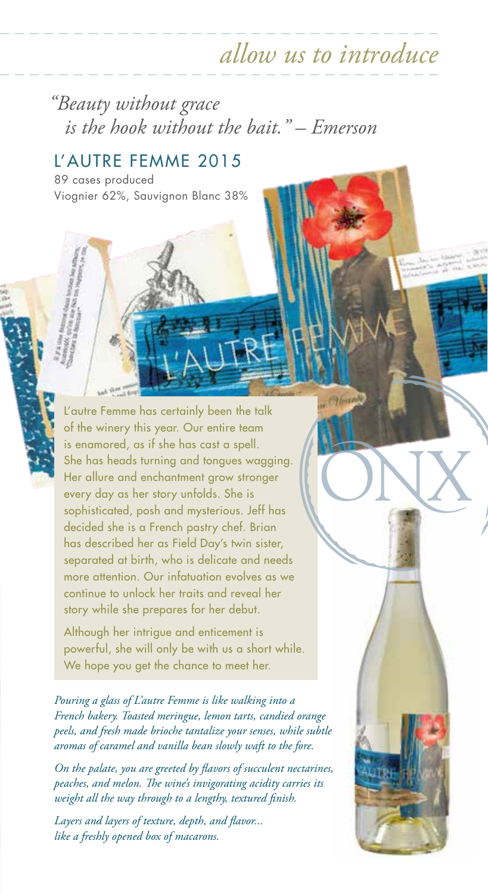## *allow us to introduce*

*"Beauty without grace
is the hook without the bait." – Emerson*

## L'AUTRE FEMME 2015

89 cases produced
Viognier 62%, Sauvignon Blanc 38%

L'autre Femme has certainly been the talk of the winery this year. Our entire team is enamored, as if she has cast a spell. She has heads turning and tongues wagging. Her allure and enchantment grow stronger every day as her story unfolds. She is sophisticated, posh and mysterious. Jeff has decided she is a French pastry chef. Brian has described her as Field Day's twin sister, separated at birth, who is delicate and needs more attention. Our infatuation evolves as we continue to unlock her traits and reveal her story while she prepares for her debut.

Although her intrigue and enticement is powerful, she will only be with us a short while. We hope you get the chance to meet her.

*Pouring a glass of L'autre Femme is like walking into a French bakery. Toasted meringue, lemon tarts, candied orange peels, and fresh made brioche tantalize your senses, while subtle aromas of caramel and vanilla bean slowly waft to the fore.*

*On the palate, you are greeted by flavors of succulent nectarines, peaches, and melon. The wine's invigorating acidity carries its weight all the way through to a lengthy, textured finish.*

*Layers and layers of texture, depth, and flavor... like a freshly opened box of macarons.*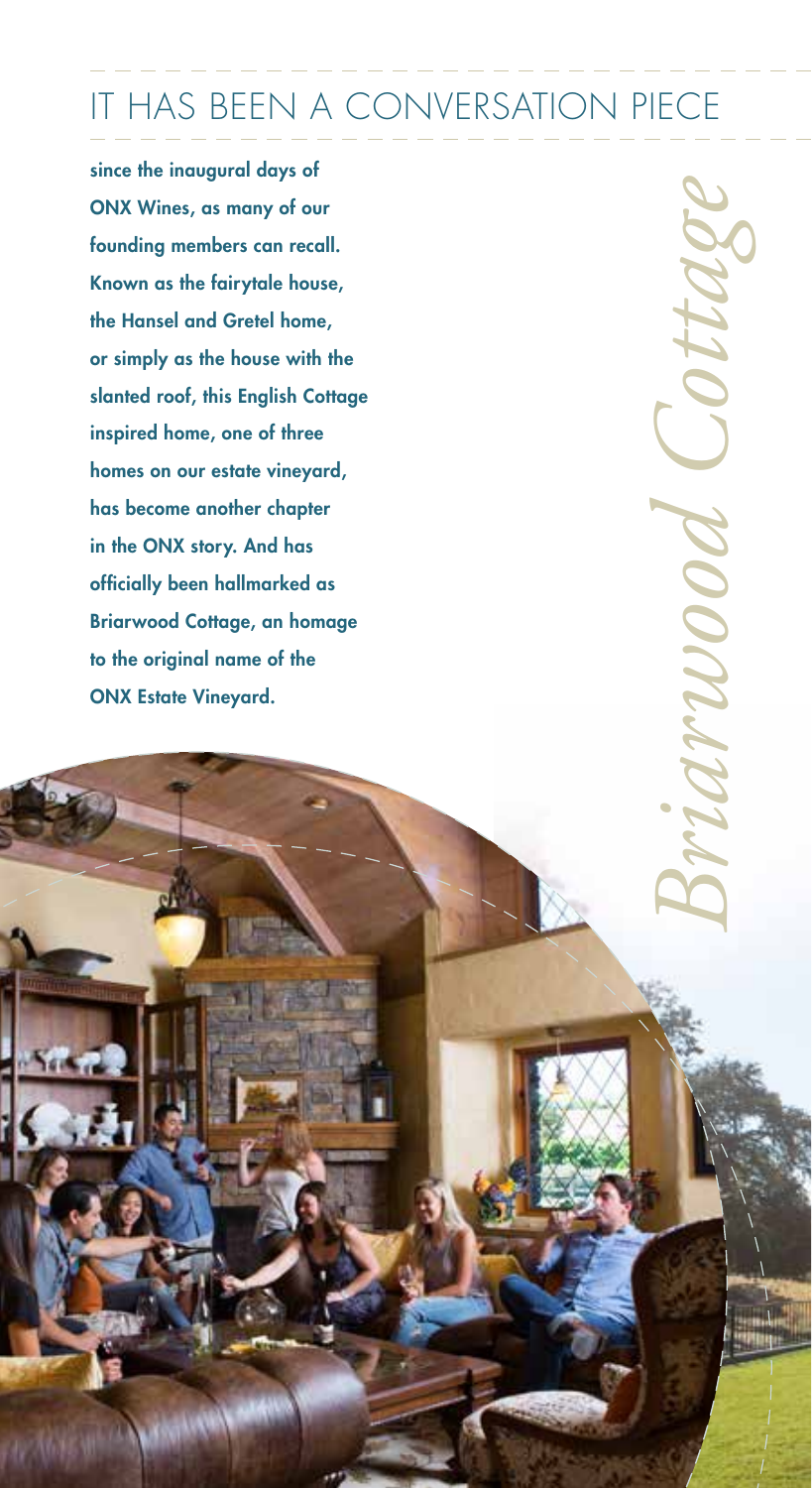# IT HAS BEEN A CONVERSATION PIECE

*Briarwood Cottage*

**since the inaugural days of ONX Wines, as many of our founding members can recall. Known as the fairytale house, the Hansel and Gretel home, or simply as the house with the slanted roof, this English Cottage inspired home, one of three homes on our estate vineyard, has become another chapter in the ONX story. And has officially been hallmarked as Briarwood Cottage, an homage to the original name of the ONX Estate Vineyard.**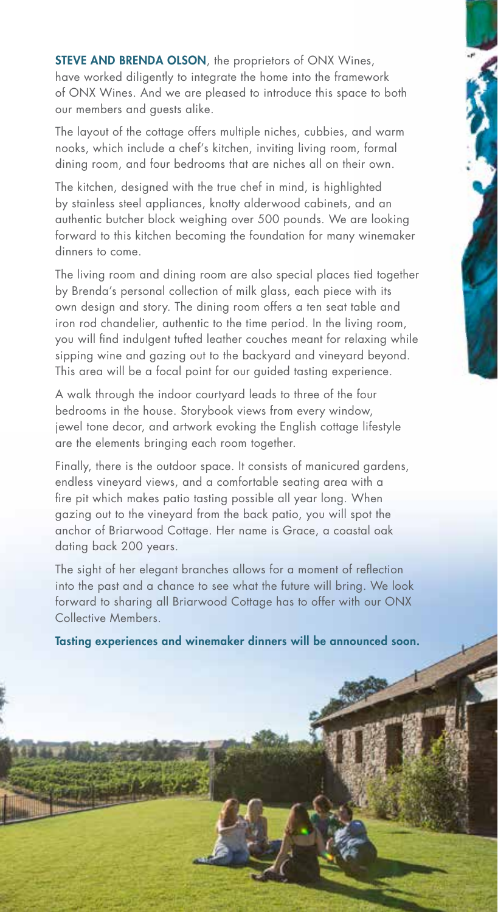**STEVE AND BRENDA OLSON**, the proprietors of ONX Wines, have worked diligently to integrate the home into the framework of ONX Wines. And we are pleased to introduce this space to both our members and guests alike.

The layout of the cottage offers multiple niches, cubbies, and warm nooks, which include a chef's kitchen, inviting living room, formal dining room, and four bedrooms that are niches all on their own.

The kitchen, designed with the true chef in mind, is highlighted by stainless steel appliances, knotty alderwood cabinets, and an authentic butcher block weighing over 500 pounds. We are looking forward to this kitchen becoming the foundation for many winemaker dinners to come.

The living room and dining room are also special places tied together by Brenda's personal collection of milk glass, each piece with its own design and story. The dining room offers a ten seat table and iron rod chandelier, authentic to the time period. In the living room, you will find indulgent tufted leather couches meant for relaxing while sipping wine and gazing out to the backyard and vineyard beyond. This area will be a focal point for our guided tasting experience.

A walk through the indoor courtyard leads to three of the four bedrooms in the house. Storybook views from every window, jewel tone decor, and artwork evoking the English cottage lifestyle are the elements bringing each room together.

Finally, there is the outdoor space. It consists of manicured gardens, endless vineyard views, and a comfortable seating area with a fire pit which makes patio tasting possible all year long. When gazing out to the vineyard from the back patio, you will spot the anchor of Briarwood Cottage. Her name is Grace, a coastal oak dating back 200 years.

The sight of her elegant branches allows for a moment of reflection into the past and a chance to see what the future will bring. We look forward to sharing all Briarwood Cottage has to offer with our ONX Collective Members.

**Tasting experiences and winemaker dinners will be announced soon.**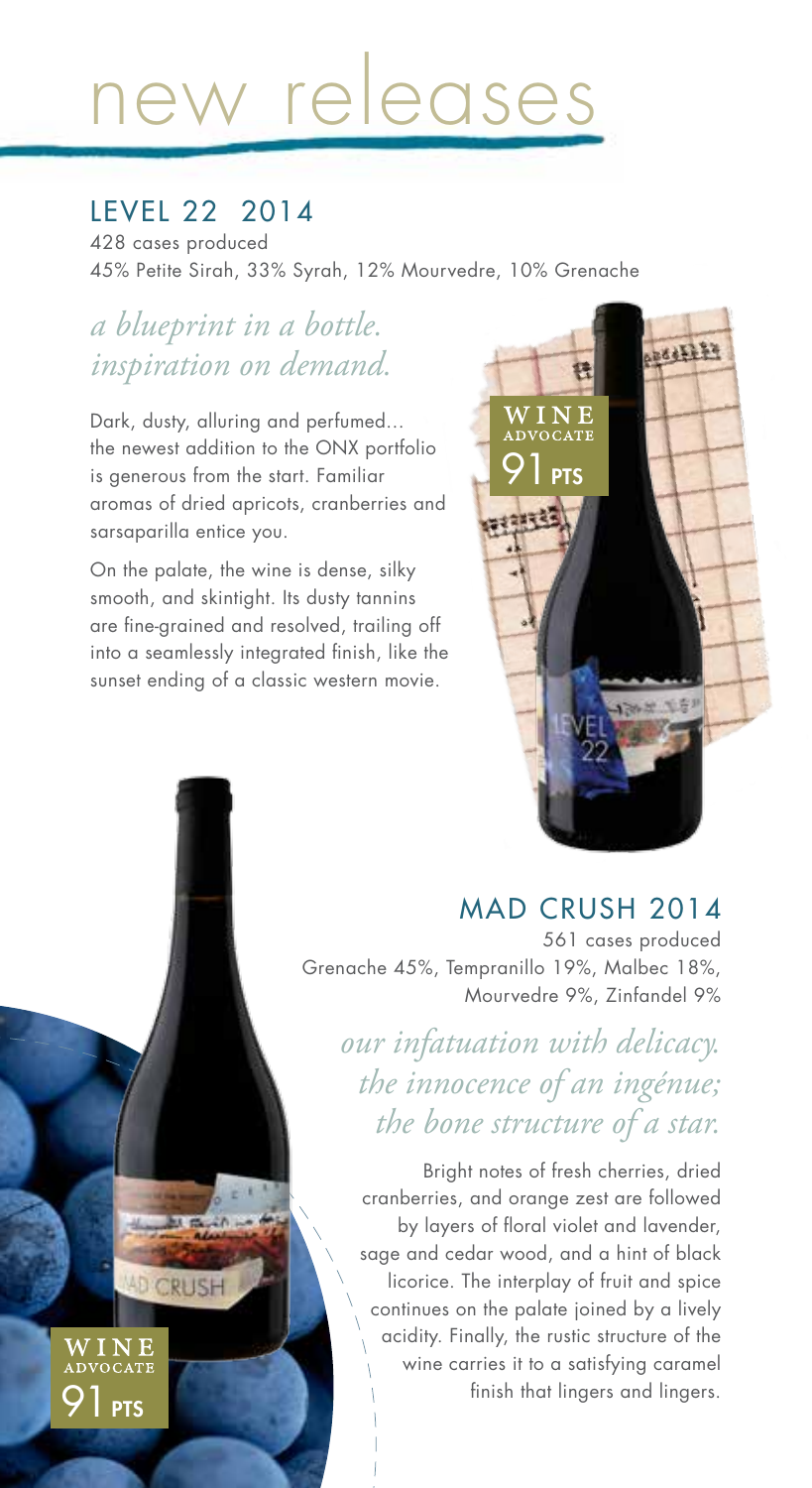# new releases

## LEVEL 22 2014

428 cases produced
45% Petite Sirah, 33% Syrah, 12% Mourvedre, 10% Grenache

*a blueprint in a bottle.*
*inspiration on demand.*

Dark, dusty, alluring and perfumed... the newest addition to the ONX portfolio is generous from the start. Familiar aromas of dried apricots, cranberries and sarsaparilla entice you.

On the palate, the wine is dense, silky smooth, and skintight. Its dusty tannins are fine-grained and resolved, trailing off into a seamlessly integrated finish, like the sunset ending of a classic western movie.

WINE ADVOCATE 91 PTS

## MAD CRUSH 2014

561 cases produced
Grenache 45%, Tempranillo 19%, Malbec 18%, Mourvedre 9%, Zinfandel 9%

*our infatuation with delicacy.*
*the innocence of an ingénue;*
*the bone structure of a star.*

Bright notes of fresh cherries, dried cranberries, and orange zest are followed by layers of floral violet and lavender, sage and cedar wood, and a hint of black licorice. The interplay of fruit and spice continues on the palate joined by a lively acidity. Finally, the rustic structure of the wine carries it to a satisfying caramel finish that lingers and lingers.

WINE ADVOCATE 91 PTS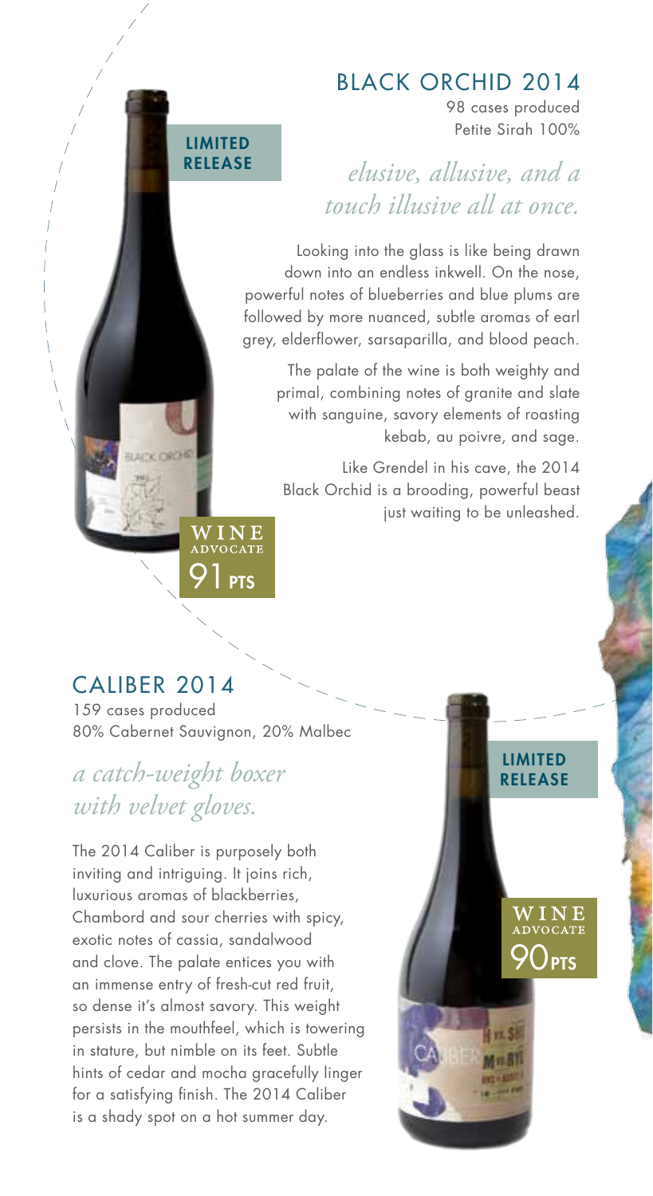## BLACK ORCHID 2014

98 cases produced
Petite Sirah 100%

**LIMITED RELEASE**

*elusive, allusive, and a touch illusive all at once.*

Looking into the glass is like being drawn down into an endless inkwell. On the nose, powerful notes of blueberries and blue plums are followed by more nuanced, subtle aromas of earl grey, elderflower, sarsaparilla, and blood peach.

The palate of the wine is both weighty and primal, combining notes of granite and slate with sanguine, savory elements of roasting kebab, au poivre, and sage.

Like Grendel in his cave, the 2014 Black Orchid is a brooding, powerful beast just waiting to be unleashed.

WINE ADVOCATE 91 PTS

## CALIBER 2014

159 cases produced
80% Cabernet Sauvignon, 20% Malbec

**LIMITED RELEASE**

*a catch-weight boxer with velvet gloves.*

The 2014 Caliber is purposely both inviting and intriguing. It joins rich, luxurious aromas of blackberries, Chambord and sour cherries with spicy, exotic notes of cassia, sandalwood and clove. The palate entices you with an immense entry of fresh-cut red fruit, so dense it's almost savory. This weight persists in the mouthfeel, which is towering in stature, but nimble on its feet. Subtle hints of cedar and mocha gracefully linger for a satisfying finish. The 2014 Caliber is a shady spot on a hot summer day.

WINE ADVOCATE 90 PTS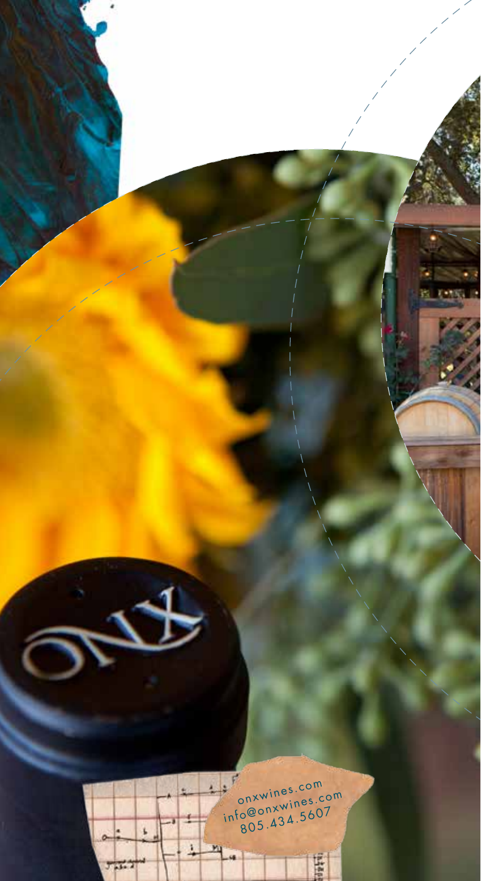onxwines.com
info@onxwines.com
805.434.5607